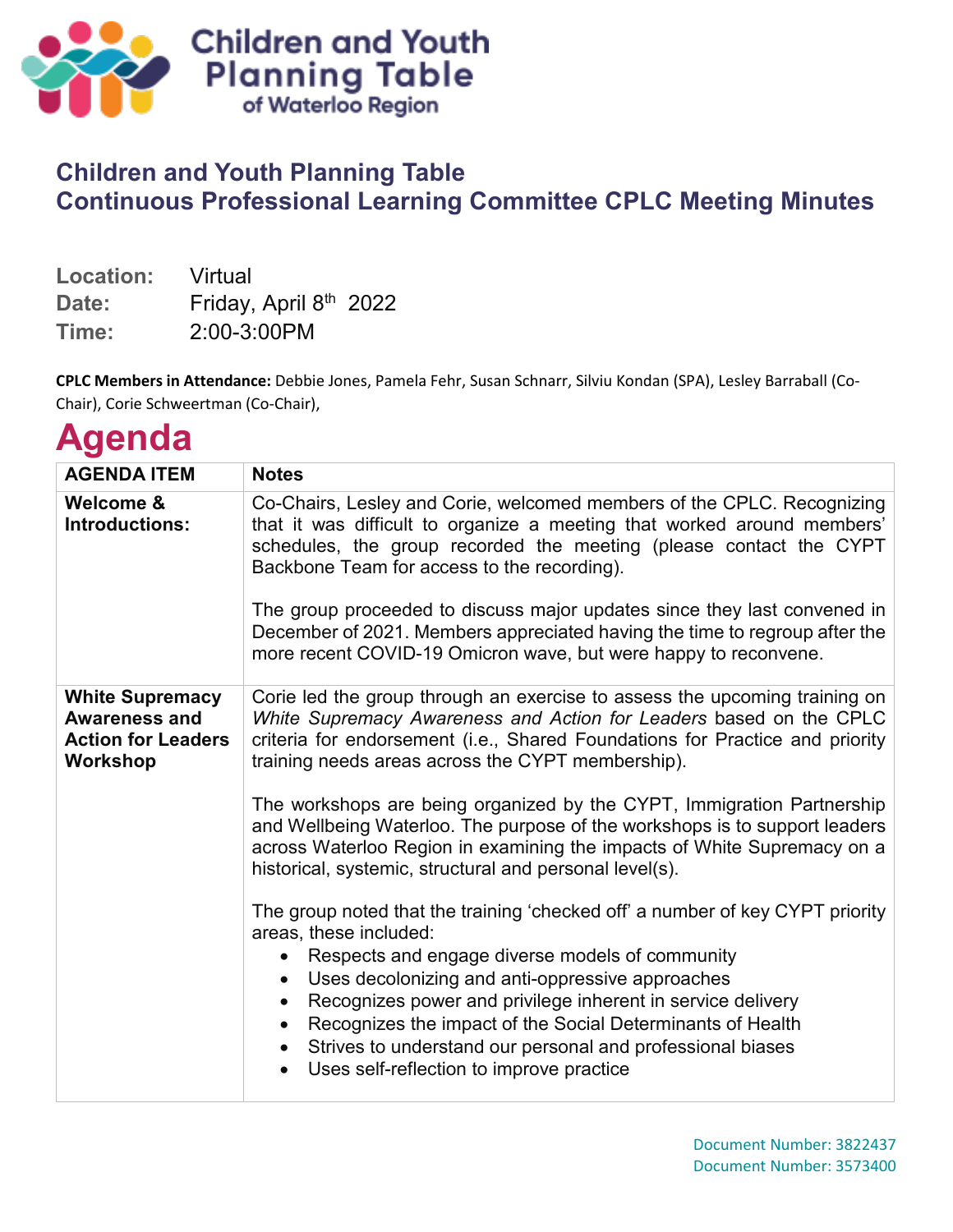# Children and Youth Planning Table of Waterloo Region

## Children and Youth Planning Table
## Continuous Professional Learning Committee CPLC Meeting Minutes

**Location:** Virtual
**Date:** Friday, April 8th 2022
**Time:** 2:00-3:00PM

**CPLC Members in Attendance:** Debbie Jones, Pamela Fehr, Susan Schnarr, Silviu Kondan (SPA), Lesley Barraball (Co-Chair), Corie Schweertman (Co-Chair),

# Agenda

| AGENDA ITEM | Notes |
|---|---|
| **Welcome & Introductions:** | Co-Chairs, Lesley and Corie, welcomed members of the CPLC. Recognizing that it was difficult to organize a meeting that worked around members' schedules, the group recorded the meeting (please contact the CYPT Backbone Team for access to the recording).<br><br>The group proceeded to discuss major updates since they last convened in December of 2021. Members appreciated having the time to regroup after the more recent COVID-19 Omicron wave, but were happy to reconvene. |
| **White Supremacy Awareness and Action for Leaders Workshop** | Corie led the group through an exercise to assess the upcoming training on *White Supremacy Awareness and Action for Leaders* based on the CPLC criteria for endorsement (i.e., Shared Foundations for Practice and priority training needs areas across the CYPT membership).<br><br>The workshops are being organized by the CYPT, Immigration Partnership and Wellbeing Waterloo. The purpose of the workshops is to support leaders across Waterloo Region in examining the impacts of White Supremacy on a historical, systemic, structural and personal level(s).<br><br>The group noted that the training 'checked off' a number of key CYPT priority areas, these included:<br>• Respects and engage diverse models of community<br>• Uses decolonizing and anti-oppressive approaches<br>• Recognizes power and privilege inherent in service delivery<br>• Recognizes the impact of the Social Determinants of Health<br>• Strives to understand our personal and professional biases<br>• Uses self-reflection to improve practice |

Document Number: 3822437
Document Number: 3573400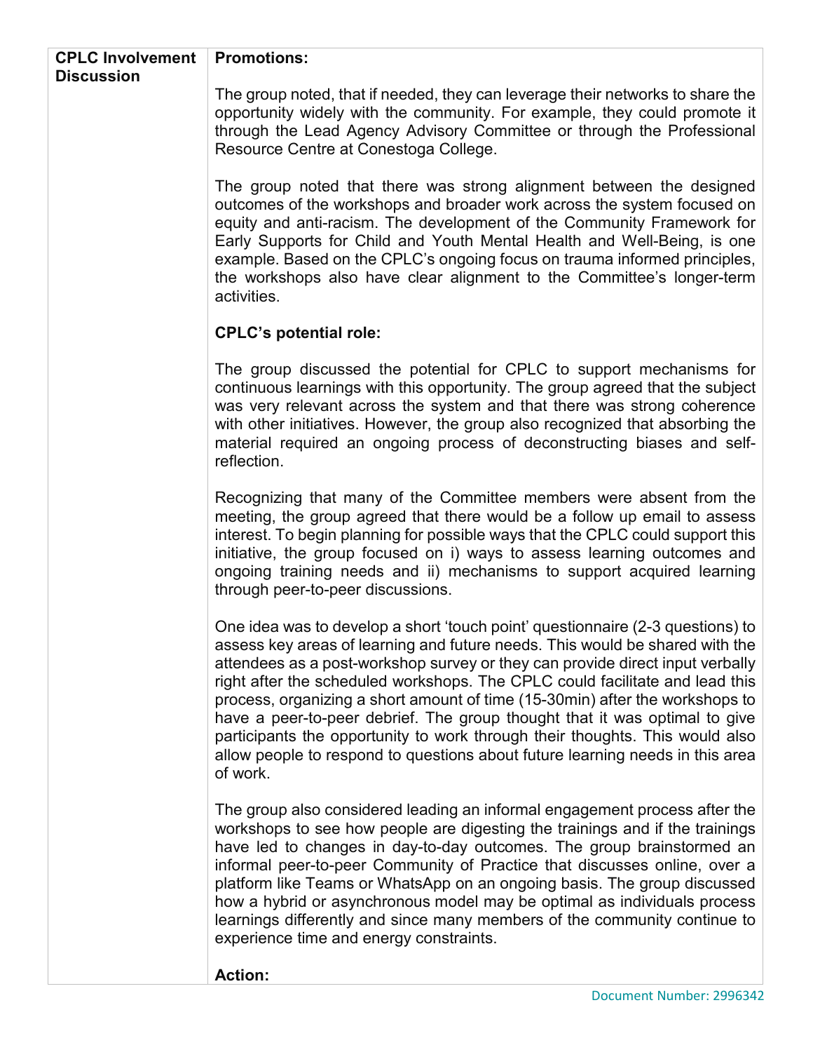| CPLC Involvement Discussion | **Promotions:**<br><br>The group noted, that if needed, they can leverage their networks to share the opportunity widely with the community. For example, they could promote it through the Lead Agency Advisory Committee or through the Professional Resource Centre at Conestoga College.<br><br>The group noted that there was strong alignment between the designed outcomes of the workshops and broader work across the system focused on equity and anti-racism. The development of the Community Framework for Early Supports for Child and Youth Mental Health and Well-Being, is one example. Based on the CPLC's ongoing focus on trauma informed principles, the workshops also have clear alignment to the Committee's longer-term activities.<br><br>**CPLC's potential role:**<br><br>The group discussed the potential for CPLC to support mechanisms for continuous learnings with this opportunity. The group agreed that the subject was very relevant across the system and that there was strong coherence with other initiatives. However, the group also recognized that absorbing the material required an ongoing process of deconstructing biases and self-reflection.<br><br>Recognizing that many of the Committee members were absent from the meeting, the group agreed that there would be a follow up email to assess interest. To begin planning for possible ways that the CPLC could support this initiative, the group focused on i) ways to assess learning outcomes and ongoing training needs and ii) mechanisms to support acquired learning through peer-to-peer discussions.<br><br>One idea was to develop a short 'touch point' questionnaire (2-3 questions) to assess key areas of learning and future needs. This would be shared with the attendees as a post-workshop survey or they can provide direct input verbally right after the scheduled workshops. The CPLC could facilitate and lead this process, organizing a short amount of time (15-30min) after the workshops to have a peer-to-peer debrief. The group thought that it was optimal to give participants the opportunity to work through their thoughts. This would also allow people to respond to questions about future learning needs in this area of work.<br><br>The group also considered leading an informal engagement process after the workshops to see how people are digesting the trainings and if the trainings have led to changes in day-to-day outcomes. The group brainstormed an informal peer-to-peer Community of Practice that discusses online, over a platform like Teams or WhatsApp on an ongoing basis. The group discussed how a hybrid or asynchronous model may be optimal as individuals process learnings differently and since many members of the community continue to experience time and energy constraints.<br><br>**Action:** |
|---|---|

Document Number: 2996342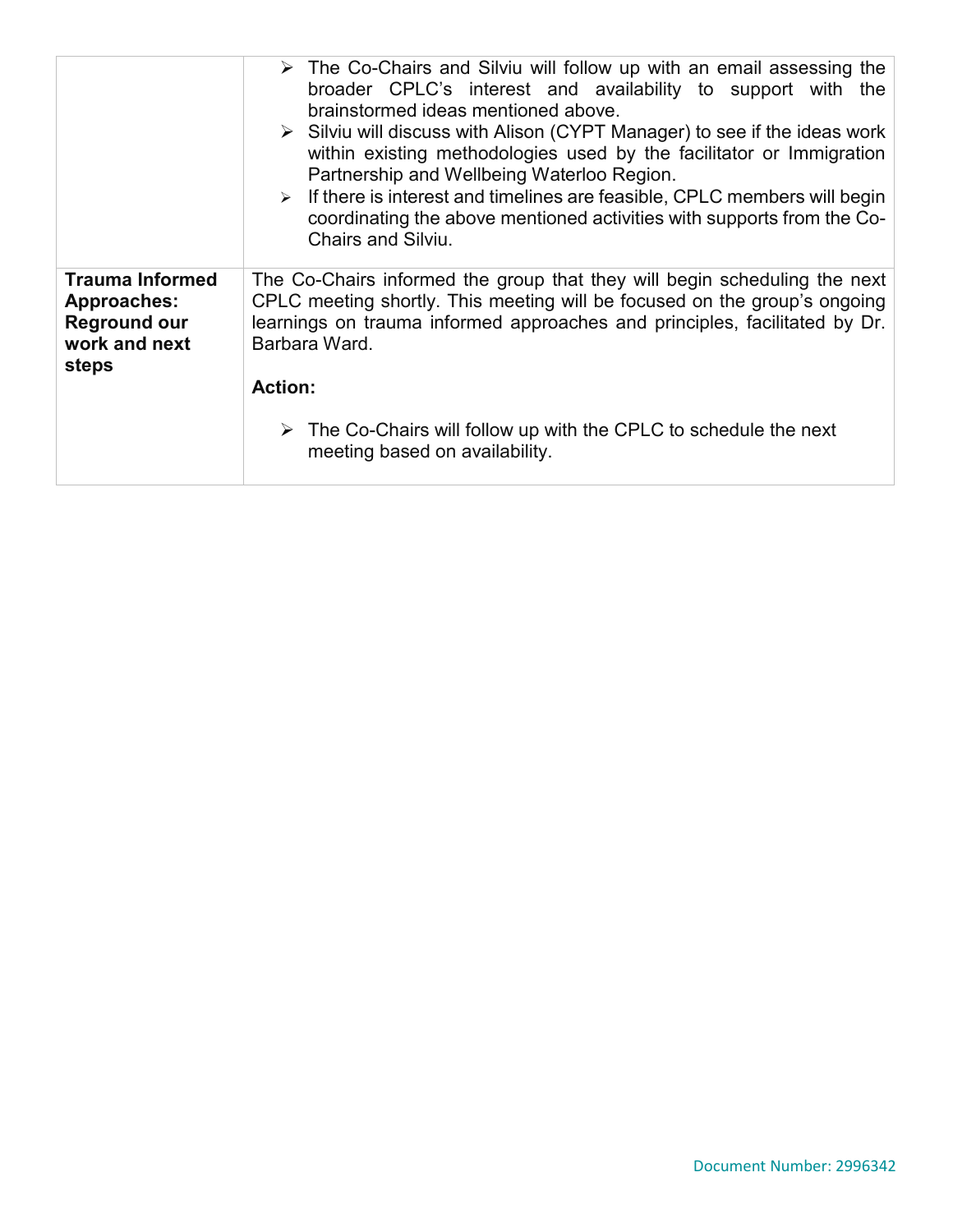| | |
|---|---|
| | ➢ The Co-Chairs and Silviu will follow up with an email assessing the broader CPLC's interest and availability to support with the brainstormed ideas mentioned above.<br>➢ Silviu will discuss with Alison (CYPT Manager) to see if the ideas work within existing methodologies used by the facilitator or Immigration Partnership and Wellbeing Waterloo Region.<br>➢ If there is interest and timelines are feasible, CPLC members will begin coordinating the above mentioned activities with supports from the Co-Chairs and Silviu. |
| **Trauma Informed Approaches: Reground our work and next steps** | The Co-Chairs informed the group that they will begin scheduling the next CPLC meeting shortly. This meeting will be focused on the group's ongoing learnings on trauma informed approaches and principles, facilitated by Dr. Barbara Ward.<br><br>**Action:**<br><br>➢ The Co-Chairs will follow up with the CPLC to schedule the next meeting based on availability. |

Document Number: 2996342